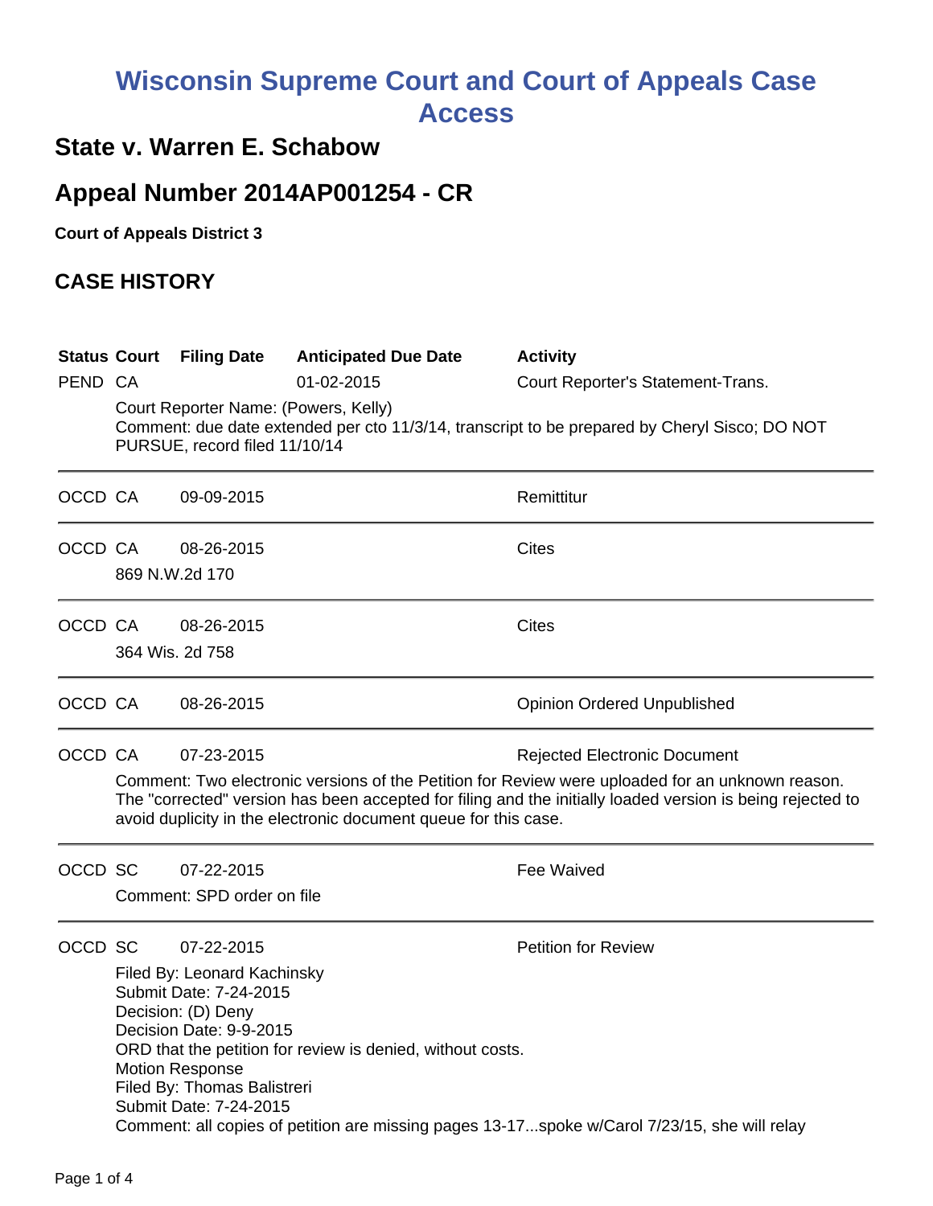# Wisconsin Supreme Court and Court of Appeals Case Access

## State v. Warren E. Schabow

## Appeal Number 2014AP001254 - CR

**Court of Appeals District 3**

## CASE HISTORY

| Status | Court | Filing Date | Anticipated Due Date | Activity |
|---|---|---|---|---|
| PEND | CA | | 01-02-2015 | Court Reporter's Statement-Trans. |

Court Reporter Name: (Powers, Kelly)
Comment: due date extended per cto 11/3/14, transcript to be prepared by Cheryl Sisco; DO NOT PURSUE, record filed 11/10/14

| Status | Court | Filing Date | Anticipated Due Date | Activity |
|---|---|---|---|---|
| OCCD | CA | 09-09-2015 | | Remittitur |

| Status | Court | Filing Date | Anticipated Due Date | Activity |
|---|---|---|---|---|
| OCCD | CA | 08-26-2015 | | Cites |

869 N.W.2d 170

| Status | Court | Filing Date | Anticipated Due Date | Activity |
|---|---|---|---|---|
| OCCD | CA | 08-26-2015 | | Cites |

364 Wis. 2d 758

| Status | Court | Filing Date | Anticipated Due Date | Activity |
|---|---|---|---|---|
| OCCD | CA | 08-26-2015 | | Opinion Ordered Unpublished |

| Status | Court | Filing Date | Anticipated Due Date | Activity |
|---|---|---|---|---|
| OCCD | CA | 07-23-2015 | | Rejected Electronic Document |

Comment: Two electronic versions of the Petition for Review were uploaded for an unknown reason. The "corrected" version has been accepted for filing and the initially loaded version is being rejected to avoid duplicity in the electronic document queue for this case.

| Status | Court | Filing Date | Anticipated Due Date | Activity |
|---|---|---|---|---|
| OCCD | SC | 07-22-2015 | | Fee Waived |

Comment: SPD order on file

| Status | Court | Filing Date | Anticipated Due Date | Activity |
|---|---|---|---|---|
| OCCD | SC | 07-22-2015 | | Petition for Review |

Filed By: Leonard Kachinsky
Submit Date: 7-24-2015
Decision: (D) Deny
Decision Date: 9-9-2015
ORD that the petition for review is denied, without costs.
Motion Response
Filed By: Thomas Balistreri
Submit Date: 7-24-2015
Comment: all copies of petition are missing pages 13-17...spoke w/Carol 7/23/15, she will relay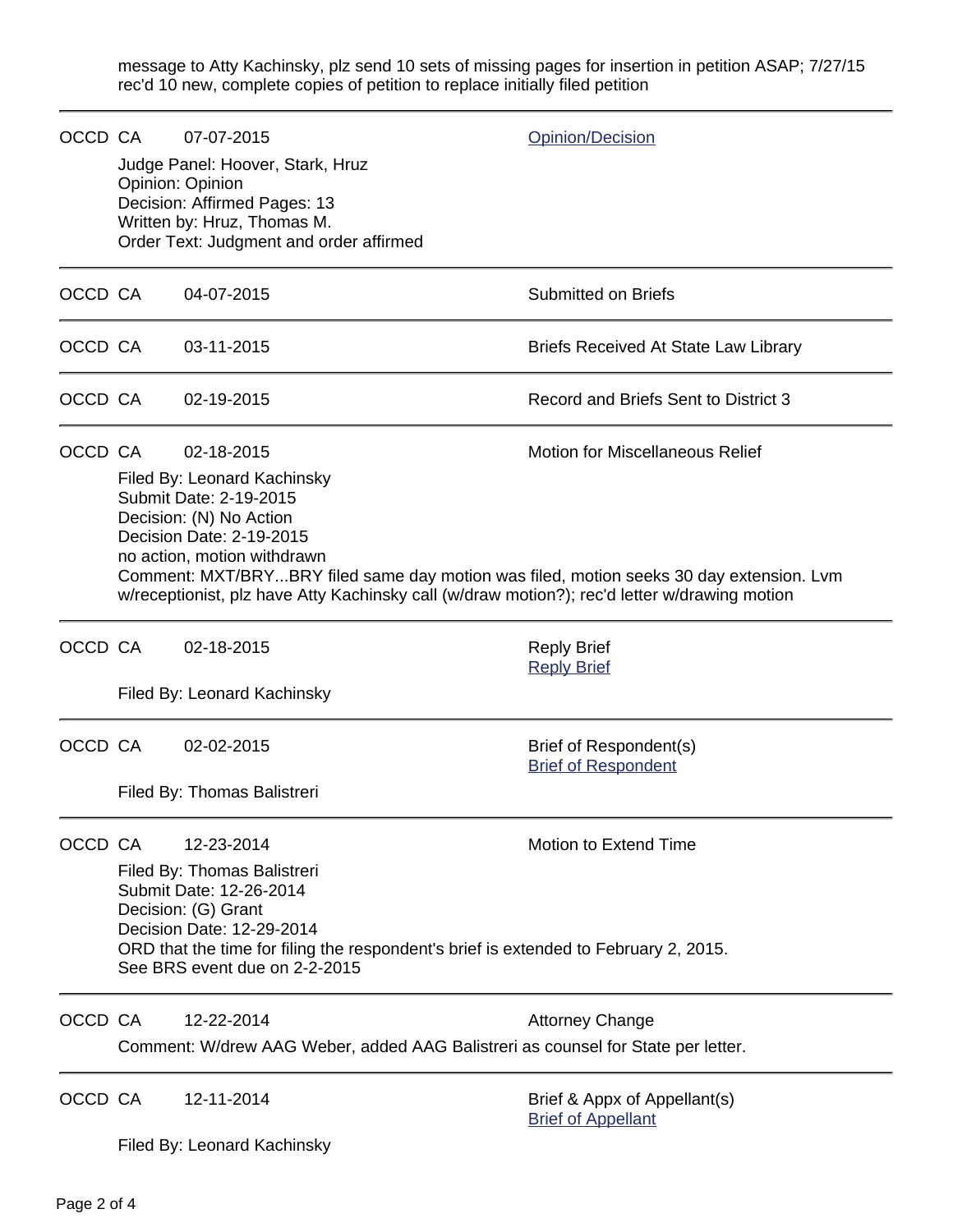message to Atty Kachinsky, plz send 10 sets of missing pages for insertion in petition ASAP; 7/27/15 rec'd 10 new, complete copies of petition to replace initially filed petition

---

OCCD CA 07-07-2015 Opinion/Decision

Judge Panel: Hoover, Stark, Hruz
Opinion: Opinion
Decision: Affirmed Pages: 13
Written by: Hruz, Thomas M.
Order Text: Judgment and order affirmed

---

OCCD CA 04-07-2015 Submitted on Briefs

---

OCCD CA 03-11-2015 Briefs Received At State Law Library

---

OCCD CA 02-19-2015 Record and Briefs Sent to District 3

---

OCCD CA 02-18-2015 Motion for Miscellaneous Relief

Filed By: Leonard Kachinsky
Submit Date: 2-19-2015
Decision: (N) No Action
Decision Date: 2-19-2015
no action, motion withdrawn
Comment: MXT/BRY...BRY filed same day motion was filed, motion seeks 30 day extension. Lvm w/receptionist, plz have Atty Kachinsky call (w/draw motion?); rec'd letter w/drawing motion

---

OCCD CA 02-18-2015 Reply Brief
Reply Brief

Filed By: Leonard Kachinsky

---

OCCD CA 02-02-2015 Brief of Respondent(s)
Brief of Respondent

Filed By: Thomas Balistreri

---

OCCD CA 12-23-2014 Motion to Extend Time

Filed By: Thomas Balistreri
Submit Date: 12-26-2014
Decision: (G) Grant
Decision Date: 12-29-2014
ORD that the time for filing the respondent's brief is extended to February 2, 2015.
See BRS event due on 2-2-2015

---

OCCD CA 12-22-2014 Attorney Change

Comment: W/drew AAG Weber, added AAG Balistreri as counsel for State per letter.

---

OCCD CA 12-11-2014 Brief & Appx of Appellant(s)
Brief of Appellant

Filed By: Leonard Kachinsky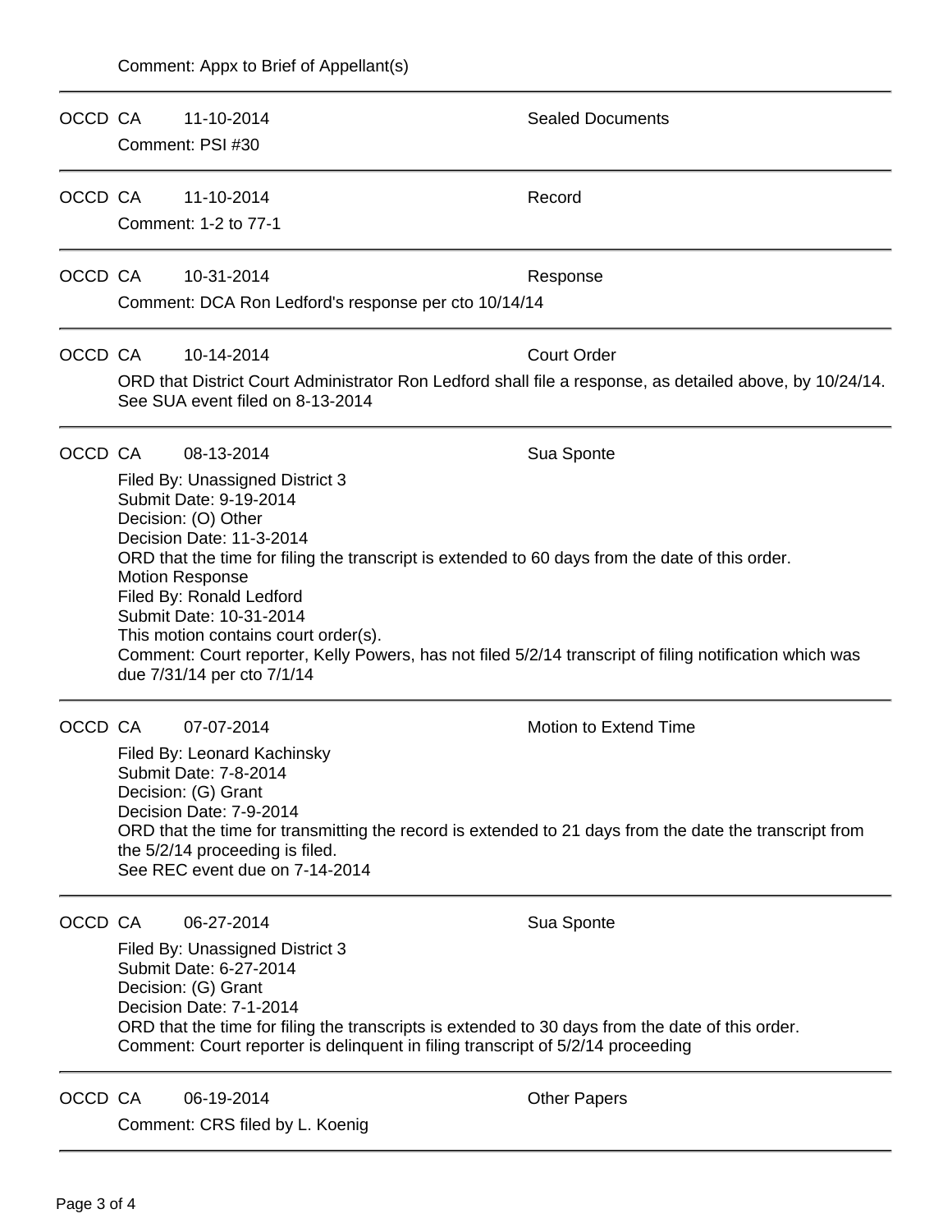Comment: Appx to Brief of Appellant(s)

---

OCCD CA 11-10-2014 Sealed Documents

Comment: PSI #30

---

OCCD CA 11-10-2014 Record

Comment: 1-2 to 77-1

---

OCCD CA 10-31-2014 Response

Comment: DCA Ron Ledford's response per cto 10/14/14

---

OCCD CA 10-14-2014 Court Order

ORD that District Court Administrator Ron Ledford shall file a response, as detailed above, by 10/24/14.
See SUA event filed on 8-13-2014

---

OCCD CA 08-13-2014 Sua Sponte

Filed By: Unassigned District 3
Submit Date: 9-19-2014
Decision: (O) Other
Decision Date: 11-3-2014
ORD that the time for filing the transcript is extended to 60 days from the date of this order.
Motion Response
Filed By: Ronald Ledford
Submit Date: 10-31-2014
This motion contains court order(s).
Comment: Court reporter, Kelly Powers, has not filed 5/2/14 transcript of filing notification which was due 7/31/14 per cto 7/1/14

---

OCCD CA 07-07-2014 Motion to Extend Time

Filed By: Leonard Kachinsky
Submit Date: 7-8-2014
Decision: (G) Grant
Decision Date: 7-9-2014
ORD that the time for transmitting the record is extended to 21 days from the date the transcript from the 5/2/14 proceeding is filed.
See REC event due on 7-14-2014

---

OCCD CA 06-27-2014 Sua Sponte

Filed By: Unassigned District 3
Submit Date: 6-27-2014
Decision: (G) Grant
Decision Date: 7-1-2014
ORD that the time for filing the transcripts is extended to 30 days from the date of this order.
Comment: Court reporter is delinquent in filing transcript of 5/2/14 proceeding

---

OCCD CA 06-19-2014 Other Papers

Comment: CRS filed by L. Koenig

---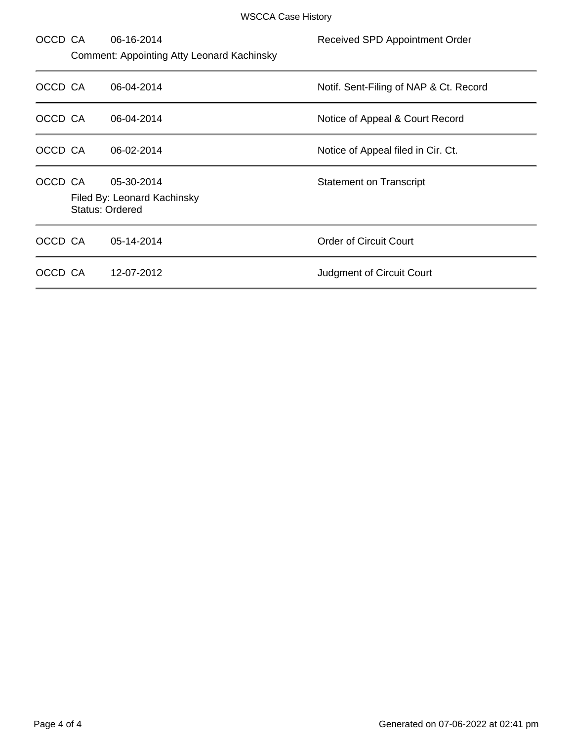| | | | |
|---|---|---|---|
| OCCD | CA | 06-16-2014<br>Comment: Appointing Atty Leonard Kachinsky | Received SPD Appointment Order |
| OCCD | CA | 06-04-2014 | Notif. Sent-Filing of NAP & Ct. Record |
| OCCD | CA | 06-04-2014 | Notice of Appeal & Court Record |
| OCCD | CA | 06-02-2014 | Notice of Appeal filed in Cir. Ct. |
| OCCD | CA | 05-30-2014<br>Filed By: Leonard Kachinsky<br>Status: Ordered | Statement on Transcript |
| OCCD | CA | 05-14-2014 | Order of Circuit Court |
| OCCD | CA | 12-07-2012 | Judgment of Circuit Court |